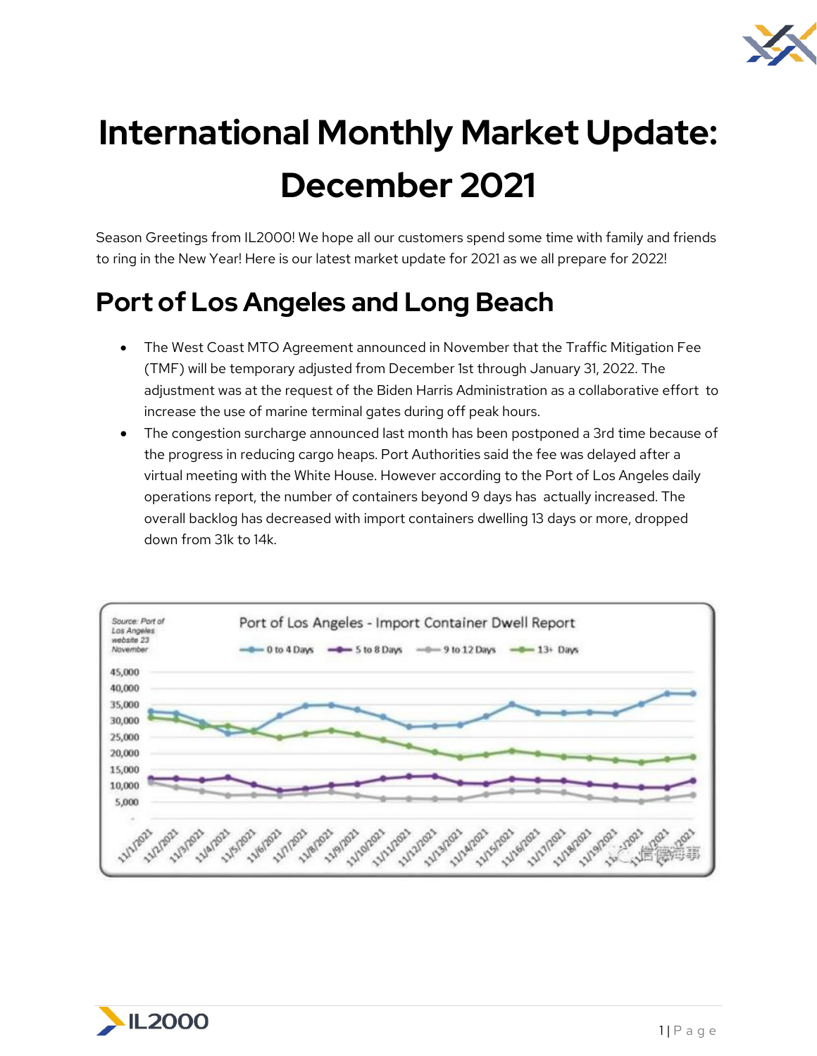# International Monthly Market Update: December 2021

Season Greetings from IL2000! We hope all our customers spend some time with family and friends to ring in the New Year! Here is our latest market update for 2021 as we all prepare for 2022!

## Port of Los Angeles and Long Beach

- The West Coast MTO Agreement announced in November that the Traffic Mitigation Fee (TMF) will be temporary adjusted from December 1st through January 31, 2022. The adjustment was at the request of the Biden Harris Administration as a collaborative effort to increase the use of marine terminal gates during off peak hours.
- The congestion surcharge announced last month has been postponed a 3rd time because of the progress in reducing cargo heaps. Port Authorities said the fee was delayed after a virtual meeting with the White House. However according to the Port of Los Angeles daily operations report, the number of containers beyond 9 days has actually increased. The overall backlog has decreased with import containers dwelling 13 days or more, dropped down from 31k to 14k.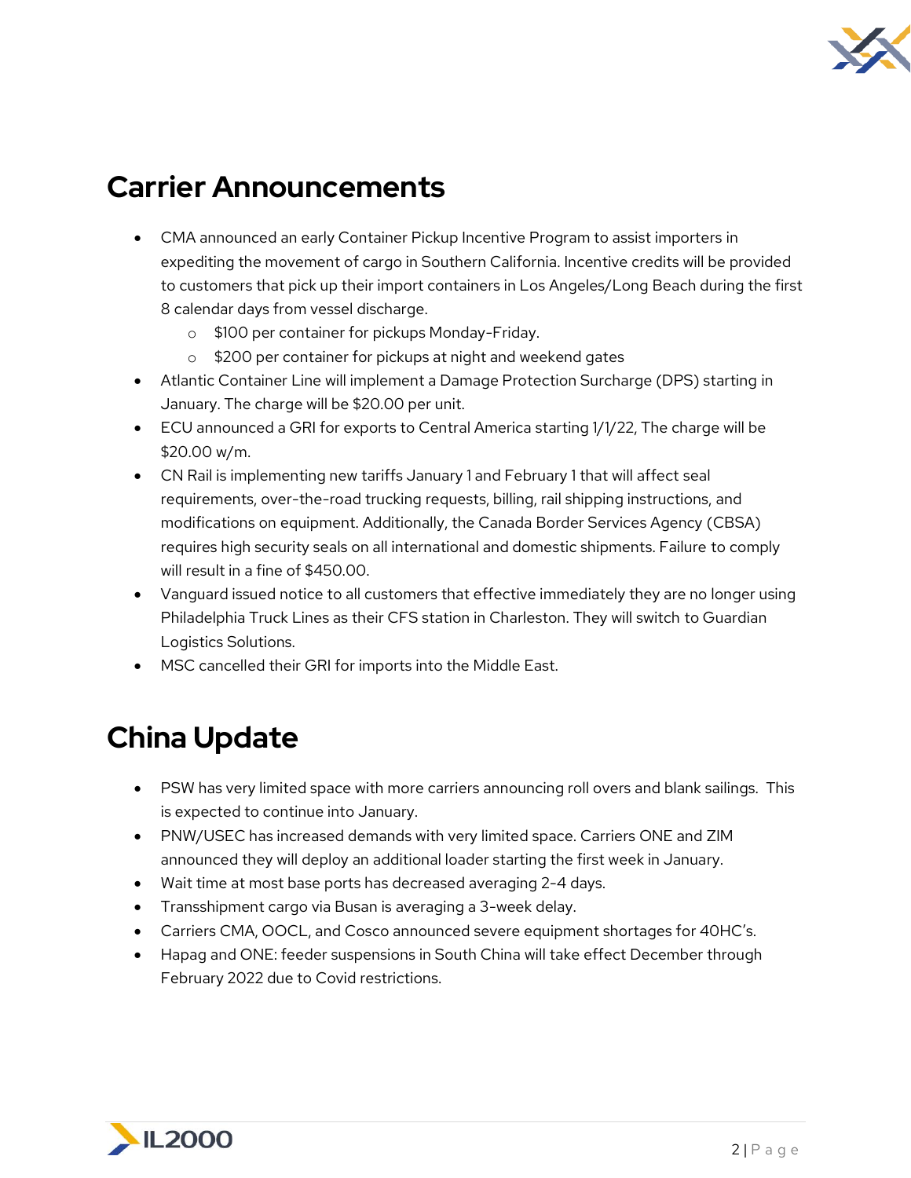## Carrier Announcements

- CMA announced an early Container Pickup Incentive Program to assist importers in expediting the movement of cargo in Southern California. Incentive credits will be provided to customers that pick up their import containers in Los Angeles/Long Beach during the first 8 calendar days from vessel discharge.
    - $100 per container for pickups Monday-Friday.
    - $200 per container for pickups at night and weekend gates
- Atlantic Container Line will implement a Damage Protection Surcharge (DPS) starting in January. The charge will be $20.00 per unit.
- ECU announced a GRI for exports to Central America starting 1/1/22, The charge will be $20.00 w/m.
- CN Rail is implementing new tariffs January 1 and February 1 that will affect seal requirements, over-the-road trucking requests, billing, rail shipping instructions, and modifications on equipment. Additionally, the Canada Border Services Agency (CBSA) requires high security seals on all international and domestic shipments. Failure to comply will result in a fine of $450.00.
- Vanguard issued notice to all customers that effective immediately they are no longer using Philadelphia Truck Lines as their CFS station in Charleston. They will switch to Guardian Logistics Solutions.
- MSC cancelled their GRI for imports into the Middle East.

## China Update

- PSW has very limited space with more carriers announcing roll overs and blank sailings. This is expected to continue into January.
- PNW/USEC has increased demands with very limited space. Carriers ONE and ZIM announced they will deploy an additional loader starting the first week in January.
- Wait time at most base ports has decreased averaging 2-4 days.
- Transshipment cargo via Busan is averaging a 3-week delay.
- Carriers CMA, OOCL, and Cosco announced severe equipment shortages for 40HC's.
- Hapag and ONE: feeder suspensions in South China will take effect December through February 2022 due to Covid restrictions.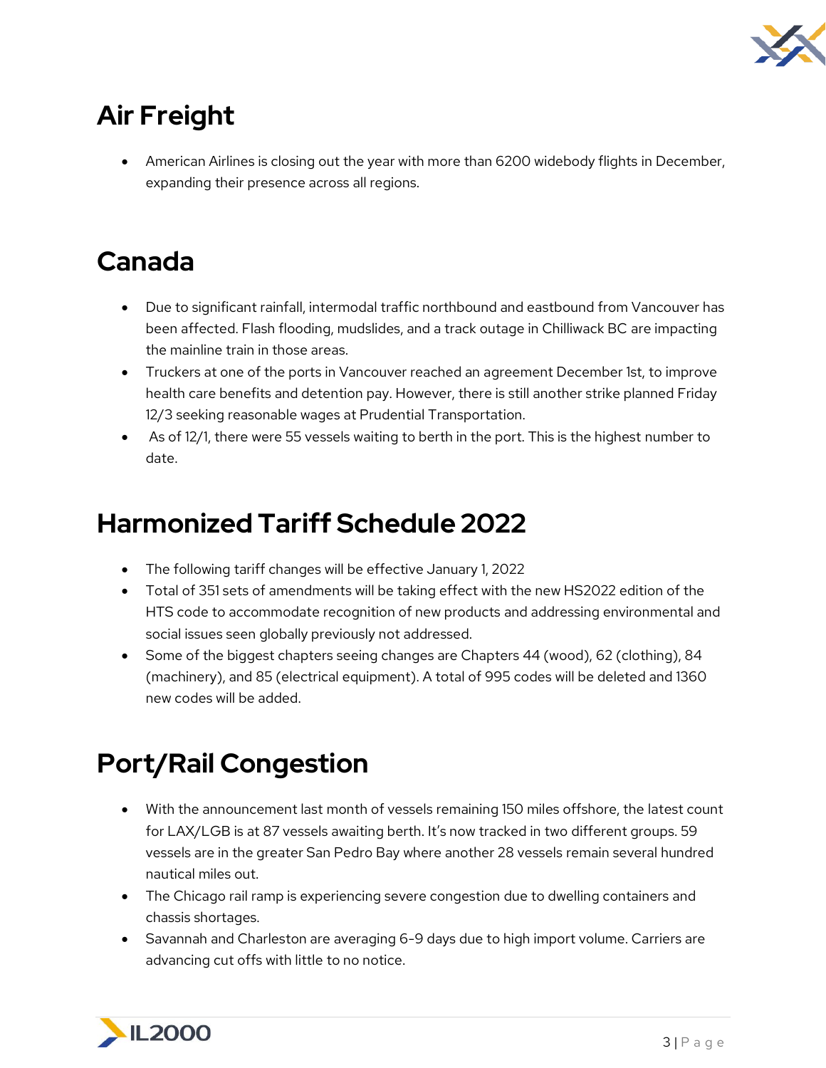# Air Freight

- American Airlines is closing out the year with more than 6200 widebody flights in December, expanding their presence across all regions.

# Canada

- Due to significant rainfall, intermodal traffic northbound and eastbound from Vancouver has been affected. Flash flooding, mudslides, and a track outage in Chilliwack BC are impacting the mainline train in those areas.
- Truckers at one of the ports in Vancouver reached an agreement December 1st, to improve health care benefits and detention pay. However, there is still another strike planned Friday 12/3 seeking reasonable wages at Prudential Transportation.
- As of 12/1, there were 55 vessels waiting to berth in the port. This is the highest number to date.

# Harmonized Tariff Schedule 2022

- The following tariff changes will be effective January 1, 2022
- Total of 351 sets of amendments will be taking effect with the new HS2022 edition of the HTS code to accommodate recognition of new products and addressing environmental and social issues seen globally previously not addressed.
- Some of the biggest chapters seeing changes are Chapters 44 (wood), 62 (clothing), 84 (machinery), and 85 (electrical equipment). A total of 995 codes will be deleted and 1360 new codes will be added.

# Port/Rail Congestion

- With the announcement last month of vessels remaining 150 miles offshore, the latest count for LAX/LGB is at 87 vessels awaiting berth. It's now tracked in two different groups. 59 vessels are in the greater San Pedro Bay where another 28 vessels remain several hundred nautical miles out.
- The Chicago rail ramp is experiencing severe congestion due to dwelling containers and chassis shortages.
- Savannah and Charleston are averaging 6-9 days due to high import volume. Carriers are advancing cut offs with little to no notice.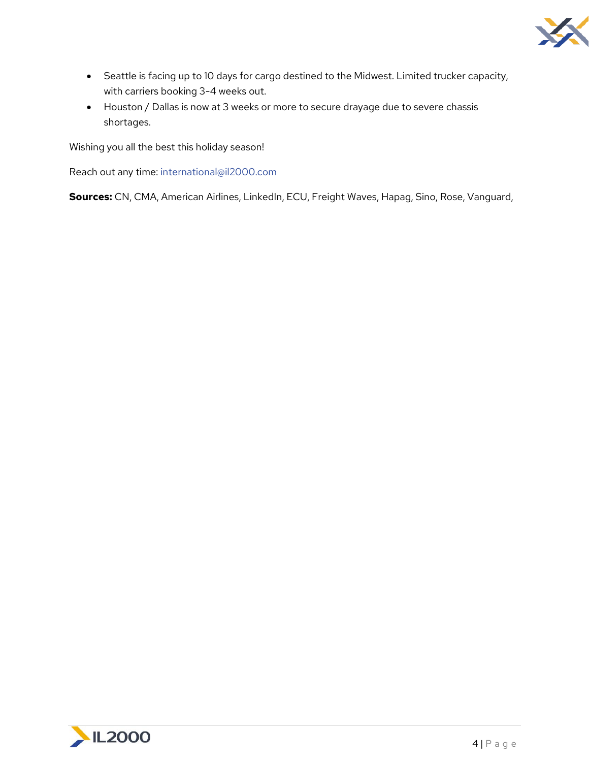- Seattle is facing up to 10 days for cargo destined to the Midwest. Limited trucker capacity, with carriers booking 3-4 weeks out.
- Houston / Dallas is now at 3 weeks or more to secure drayage due to severe chassis shortages.

Wishing you all the best this holiday season!

Reach out any time: international@il2000.com

**Sources:** CN, CMA, American Airlines, LinkedIn, ECU, Freight Waves, Hapag, Sino, Rose, Vanguard,